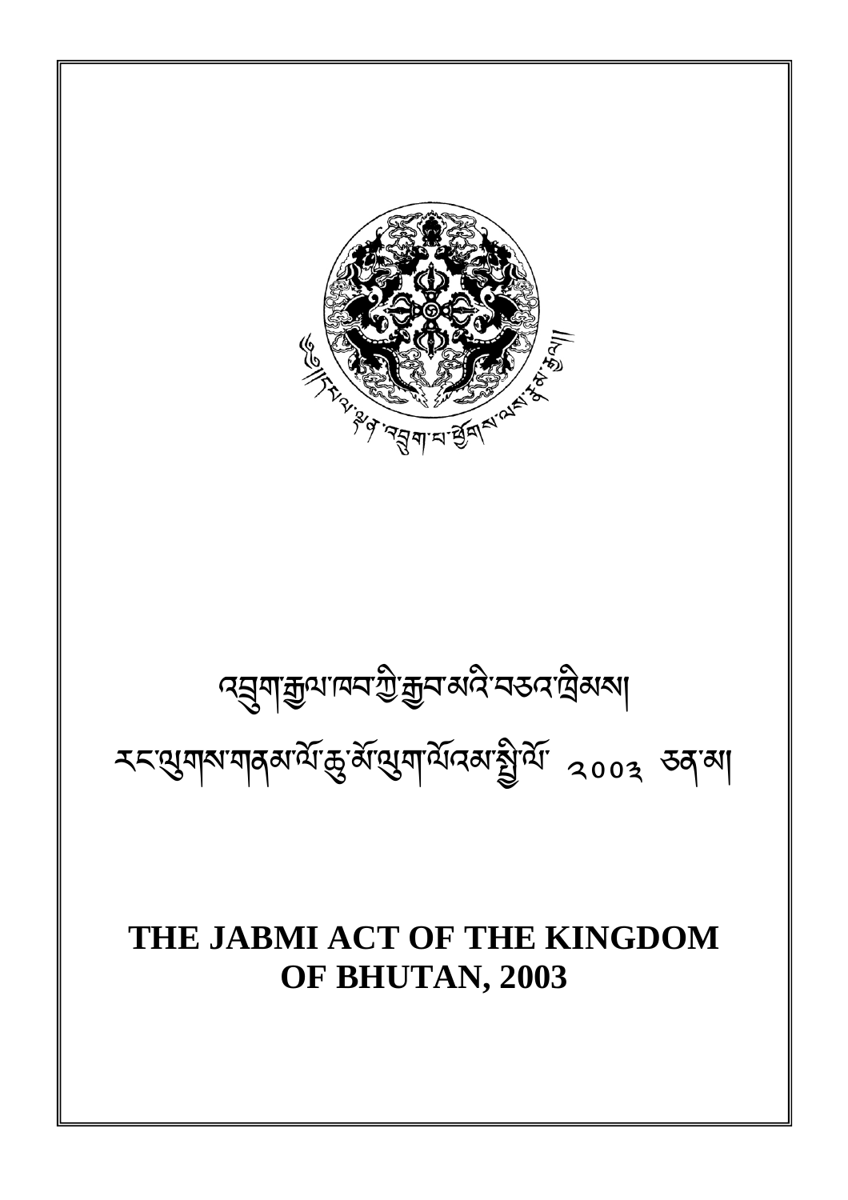འབྲུག་རྒྱལ་ཁབ་ཀྱི་རྒྱབ་མའི་བཅའ་ཁྲིམས།

རང་ལུགས་གནམ་ལོ་ཆུ་མོ་ལུག་ལོའམ་སྤྱི་ལོ་ ༢༠༠༣ ཅན་མ།

# THE JABMI ACT OF THE KINGDOM OF BHUTAN, 2003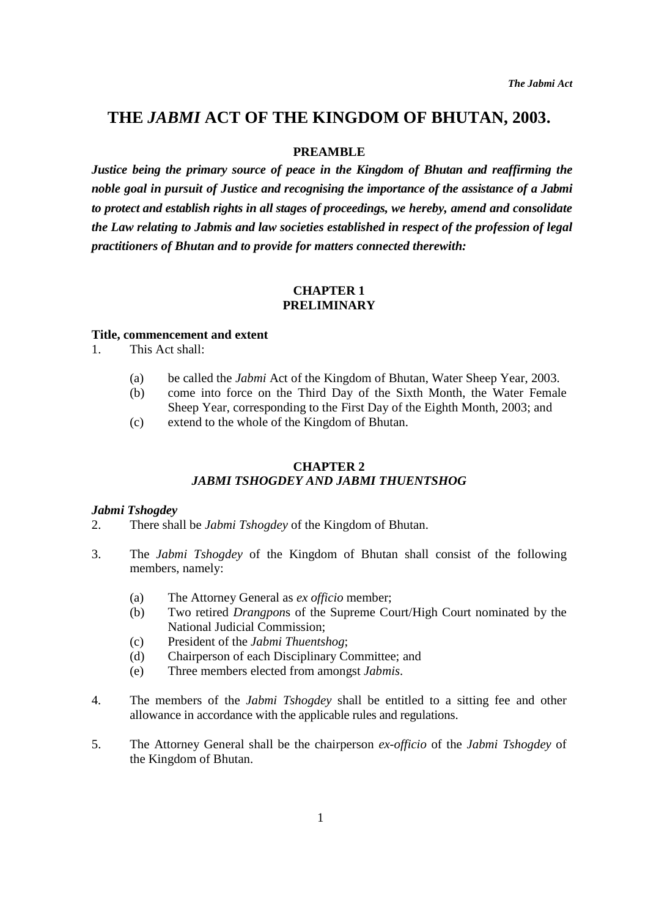# THE *JABMI* ACT OF THE KINGDOM OF BHUTAN, 2003.

## PREAMBLE

***Justice being the primary source of peace in the Kingdom of Bhutan and reaffirming the noble goal in pursuit of Justice and recognising the importance of the assistance of a Jabmi to protect and establish rights in all stages of proceedings, we hereby, amend and consolidate the Law relating to Jabmis and law societies established in respect of the profession of legal practitioners of Bhutan and to provide for matters connected therewith:***

## CHAPTER 1
## PRELIMINARY

**Title, commencement and extent**

1. This Act shall:

    (a) be called the *Jabmi* Act of the Kingdom of Bhutan, Water Sheep Year, 2003.
    (b) come into force on the Third Day of the Sixth Month, the Water Female Sheep Year, corresponding to the First Day of the Eighth Month, 2003; and
    (c) extend to the whole of the Kingdom of Bhutan.

## CHAPTER 2
## *JABMI TSHOGDEY AND JABMI THUENTSHOG*

***Jabmi Tshogdey***

2. There shall be *Jabmi Tshogdey* of the Kingdom of Bhutan.

3. The *Jabmi Tshogdey* of the Kingdom of Bhutan shall consist of the following members, namely:

    (a) The Attorney General as *ex officio* member;
    (b) Two retired *Drangpon*s of the Supreme Court/High Court nominated by the National Judicial Commission;
    (c) President of the *Jabmi Thuentshog*;
    (d) Chairperson of each Disciplinary Committee; and
    (e) Three members elected from amongst *Jabmis*.

4. The members of the *Jabmi Tshogdey* shall be entitled to a sitting fee and other allowance in accordance with the applicable rules and regulations.

5. The Attorney General shall be the chairperson *ex-officio* of the *Jabmi Tshogdey* of the Kingdom of Bhutan.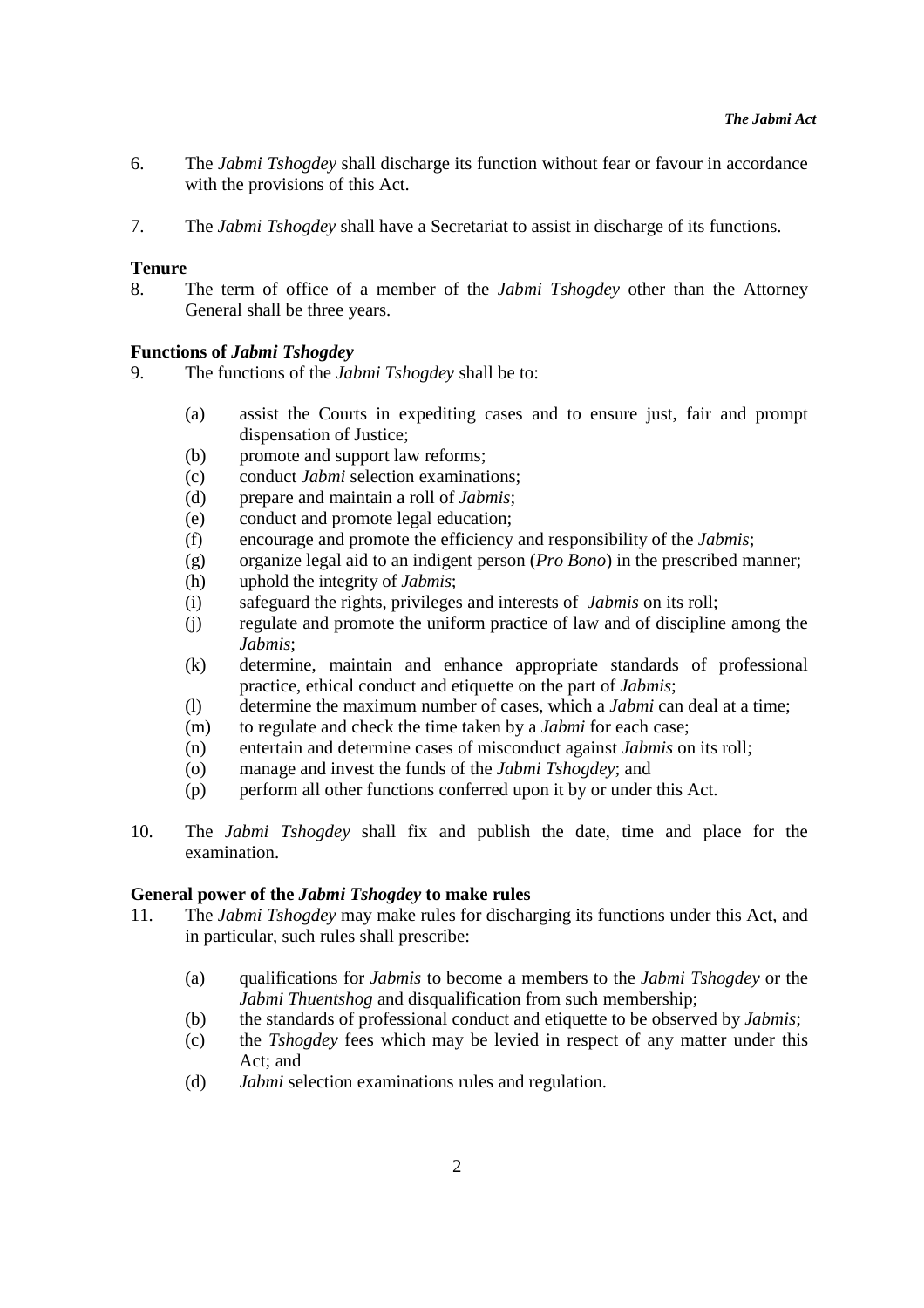6. The *Jabmi Tshogdey* shall discharge its function without fear or favour in accordance with the provisions of this Act.

7. The *Jabmi Tshogdey* shall have a Secretariat to assist in discharge of its functions.

**Tenure**

8. The term of office of a member of the *Jabmi Tshogdey* other than the Attorney General shall be three years.

**Functions of *Jabmi Tshogdey***

9. The functions of the *Jabmi Tshogdey* shall be to:

   (a) assist the Courts in expediting cases and to ensure just, fair and prompt dispensation of Justice;
   (b) promote and support law reforms;
   (c) conduct *Jabmi* selection examinations;
   (d) prepare and maintain a roll of *Jabmis*;
   (e) conduct and promote legal education;
   (f) encourage and promote the efficiency and responsibility of the *Jabmis*;
   (g) organize legal aid to an indigent person (*Pro Bono*) in the prescribed manner;
   (h) uphold the integrity of *Jabmis*;
   (i) safeguard the rights, privileges and interests of *Jabmis* on its roll;
   (j) regulate and promote the uniform practice of law and of discipline among the *Jabmis*;
   (k) determine, maintain and enhance appropriate standards of professional practice, ethical conduct and etiquette on the part of *Jabmis*;
   (l) determine the maximum number of cases, which a *Jabmi* can deal at a time;
   (m) to regulate and check the time taken by a *Jabmi* for each case;
   (n) entertain and determine cases of misconduct against *Jabmis* on its roll;
   (o) manage and invest the funds of the *Jabmi Tshogdey*; and
   (p) perform all other functions conferred upon it by or under this Act.

10. The *Jabmi Tshogdey* shall fix and publish the date, time and place for the examination.

**General power of the *Jabmi Tshogdey* to make rules**

11. The *Jabmi Tshogdey* may make rules for discharging its functions under this Act, and in particular, such rules shall prescribe:

   (a) qualifications for *Jabmis* to become a members to the *Jabmi Tshogdey* or the *Jabmi Thuentshog* and disqualification from such membership;
   (b) the standards of professional conduct and etiquette to be observed by *Jabmis*;
   (c) the *Tshogdey* fees which may be levied in respect of any matter under this Act; and
   (d) *Jabmi* selection examinations rules and regulation.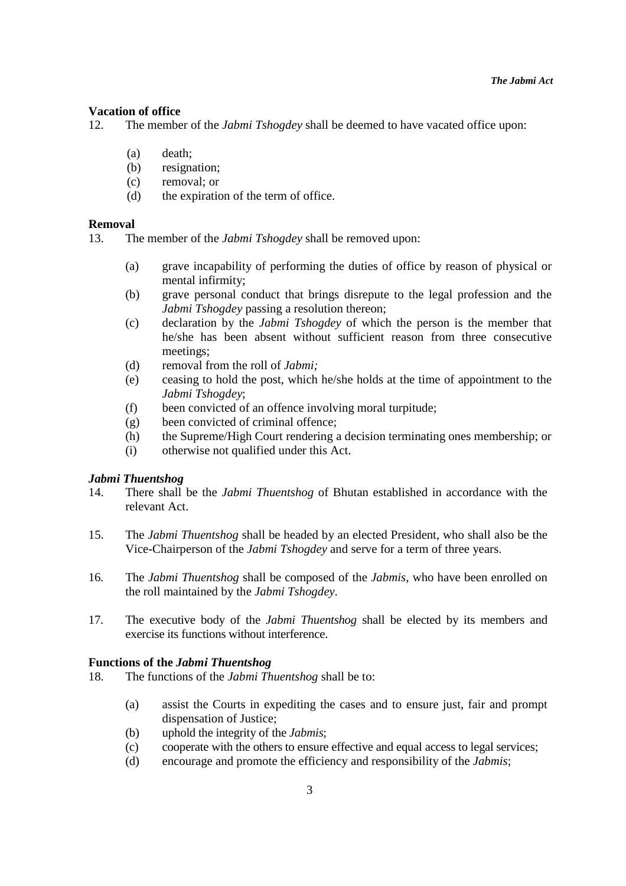**Vacation of office**

12. The member of the *Jabmi Tshogdey* shall be deemed to have vacated office upon:

    (a) death;
    (b) resignation;
    (c) removal; or
    (d) the expiration of the term of office.

**Removal**

13. The member of the *Jabmi Tshogdey* shall be removed upon:

    (a) grave incapability of performing the duties of office by reason of physical or mental infirmity;
    (b) grave personal conduct that brings disrepute to the legal profession and the *Jabmi Tshogdey* passing a resolution thereon;
    (c) declaration by the *Jabmi Tshogdey* of which the person is the member that he/she has been absent without sufficient reason from three consecutive meetings;
    (d) removal from the roll of *Jabmi;*
    (e) ceasing to hold the post, which he/she holds at the time of appointment to the *Jabmi Tshogdey*;
    (f) been convicted of an offence involving moral turpitude;
    (g) been convicted of criminal offence;
    (h) the Supreme/High Court rendering a decision terminating ones membership; or
    (i) otherwise not qualified under this Act.

***Jabmi Thuentshog***

14. There shall be the *Jabmi Thuentshog* of Bhutan established in accordance with the relevant Act.

15. The *Jabmi Thuentshog* shall be headed by an elected President, who shall also be the Vice-Chairperson of the *Jabmi Tshogdey* and serve for a term of three years.

16. The *Jabmi Thuentshog* shall be composed of the *Jabmis*, who have been enrolled on the roll maintained by the *Jabmi Tshogdey*.

17. The executive body of the *Jabmi Thuentshog* shall be elected by its members and exercise its functions without interference.

**Functions of the *Jabmi Thuentshog***

18. The functions of the *Jabmi Thuentshog* shall be to:

    (a) assist the Courts in expediting the cases and to ensure just, fair and prompt dispensation of Justice;
    (b) uphold the integrity of the *Jabmis*;
    (c) cooperate with the others to ensure effective and equal access to legal services;
    (d) encourage and promote the efficiency and responsibility of the *Jabmis*;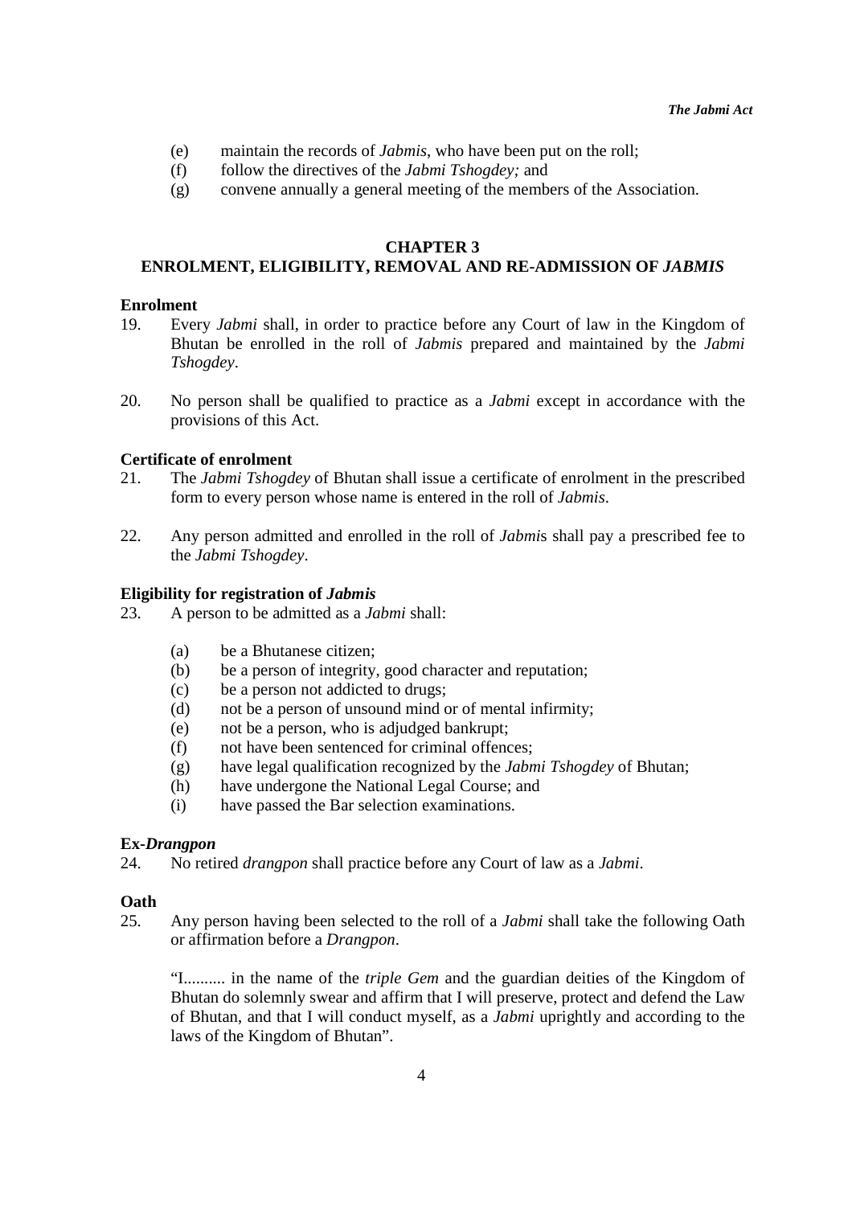(e) maintain the records of *Jabmis*, who have been put on the roll;
(f) follow the directives of the *Jabmi Tshogdey;* and
(g) convene annually a general meeting of the members of the Association.

## CHAPTER 3
## ENROLMENT, ELIGIBILITY, REMOVAL AND RE-ADMISSION OF *JABMIS*

**Enrolment**

19. Every *Jabmi* shall, in order to practice before any Court of law in the Kingdom of Bhutan be enrolled in the roll of *Jabmis* prepared and maintained by the *Jabmi Tshogdey*.

20. No person shall be qualified to practice as a *Jabmi* except in accordance with the provisions of this Act.

**Certificate of enrolment**

21. The *Jabmi Tshogdey* of Bhutan shall issue a certificate of enrolment in the prescribed form to every person whose name is entered in the roll of *Jabmis*.

22. Any person admitted and enrolled in the roll of *Jabmi*s shall pay a prescribed fee to the *Jabmi Tshogdey*.

**Eligibility for registration of *Jabmis***

23. A person to be admitted as a *Jabmi* shall:

    (a) be a Bhutanese citizen;
    (b) be a person of integrity, good character and reputation;
    (c) be a person not addicted to drugs;
    (d) not be a person of unsound mind or of mental infirmity;
    (e) not be a person, who is adjudged bankrupt;
    (f) not have been sentenced for criminal offences;
    (g) have legal qualification recognized by the *Jabmi Tshogdey* of Bhutan;
    (h) have undergone the National Legal Course; and
    (i) have passed the Bar selection examinations.

**Ex-*Drangpon***

24. No retired *drangpon* shall practice before any Court of law as a *Jabmi*.

**Oath**

25. Any person having been selected to the roll of a *Jabmi* shall take the following Oath or affirmation before a *Drangpon*.

    "I.......... in the name of the *triple Gem* and the guardian deities of the Kingdom of Bhutan do solemnly swear and affirm that I will preserve, protect and defend the Law of Bhutan, and that I will conduct myself, as a *Jabmi* uprightly and according to the laws of the Kingdom of Bhutan".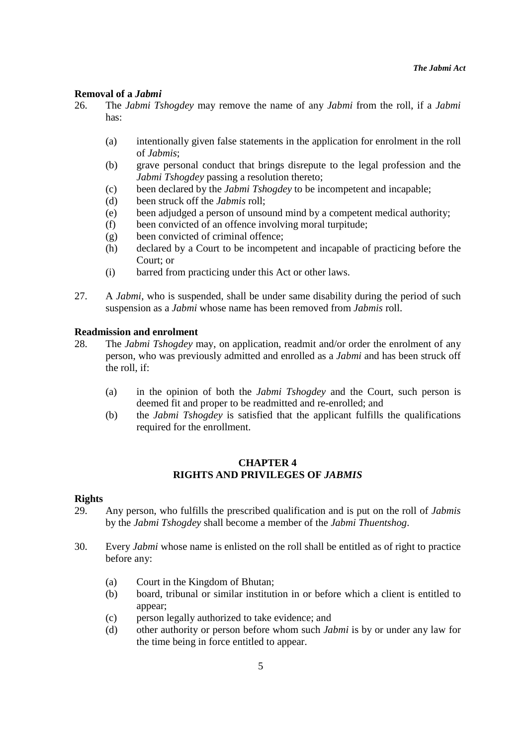**Removal of a *Jabmi***

26. The *Jabmi Tshogdey* may remove the name of any *Jabmi* from the roll, if a *Jabmi* has:

    (a) intentionally given false statements in the application for enrolment in the roll of *Jabmis*;
    (b) grave personal conduct that brings disrepute to the legal profession and the *Jabmi Tshogdey* passing a resolution thereto;
    (c) been declared by the *Jabmi Tshogdey* to be incompetent and incapable;
    (d) been struck off the *Jabmis* roll;
    (e) been adjudged a person of unsound mind by a competent medical authority;
    (f) been convicted of an offence involving moral turpitude;
    (g) been convicted of criminal offence;
    (h) declared by a Court to be incompetent and incapable of practicing before the Court; or
    (i) barred from practicing under this Act or other laws.

27. A *Jabmi*, who is suspended, shall be under same disability during the period of such suspension as a *Jabmi* whose name has been removed from *Jabmis* roll.

**Readmission and enrolment**

28. The *Jabmi Tshogdey* may, on application, readmit and/or order the enrolment of any person, who was previously admitted and enrolled as a *Jabmi* and has been struck off the roll, if:

    (a) in the opinion of both the *Jabmi Tshogdey* and the Court, such person is deemed fit and proper to be readmitted and re-enrolled; and
    (b) the *Jabmi Tshogdey* is satisfied that the applicant fulfills the qualifications required for the enrollment.

## CHAPTER 4
## RIGHTS AND PRIVILEGES OF *JABMIS*

**Rights**

29. Any person, who fulfills the prescribed qualification and is put on the roll of *Jabmis* by the *Jabmi Tshogdey* shall become a member of the *Jabmi Thuentshog*.

30. Every *Jabmi* whose name is enlisted on the roll shall be entitled as of right to practice before any:

    (a) Court in the Kingdom of Bhutan;
    (b) board, tribunal or similar institution in or before which a client is entitled to appear;
    (c) person legally authorized to take evidence; and
    (d) other authority or person before whom such *Jabmi* is by or under any law for the time being in force entitled to appear.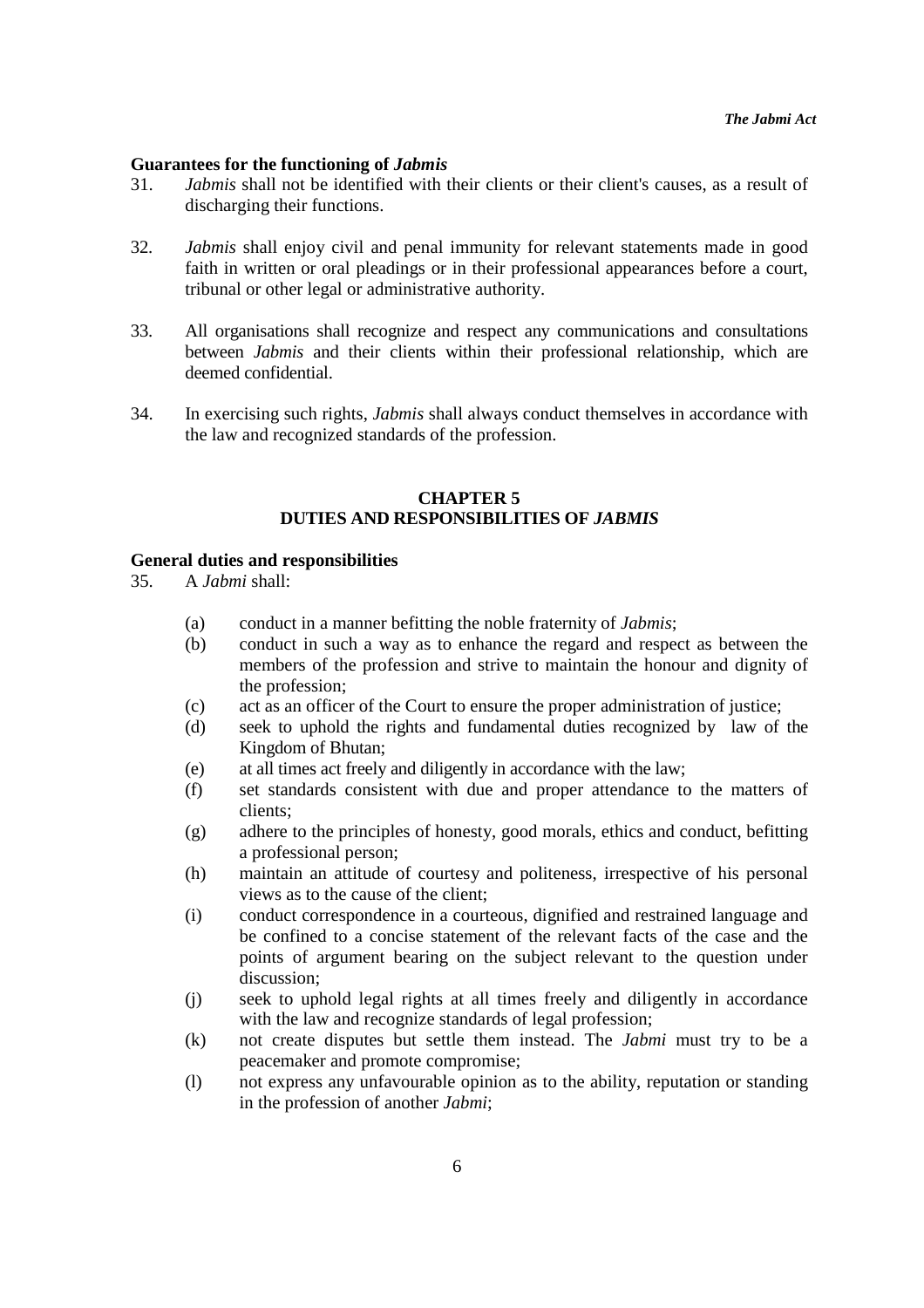**Guarantees for the functioning of *Jabmis***

31. *Jabmis* shall not be identified with their clients or their client's causes, as a result of discharging their functions.

32. *Jabmis* shall enjoy civil and penal immunity for relevant statements made in good faith in written or oral pleadings or in their professional appearances before a court, tribunal or other legal or administrative authority.

33. All organisations shall recognize and respect any communications and consultations between *Jabmis* and their clients within their professional relationship, which are deemed confidential.

34. In exercising such rights, *Jabmis* shall always conduct themselves in accordance with the law and recognized standards of the profession.

## CHAPTER 5
## DUTIES AND RESPONSIBILITIES OF *JABMIS*

**General duties and responsibilities**

35. A *Jabmi* shall:

    (a) conduct in a manner befitting the noble fraternity of *Jabmis*;
    (b) conduct in such a way as to enhance the regard and respect as between the members of the profession and strive to maintain the honour and dignity of the profession;
    (c) act as an officer of the Court to ensure the proper administration of justice;
    (d) seek to uphold the rights and fundamental duties recognized by law of the Kingdom of Bhutan;
    (e) at all times act freely and diligently in accordance with the law;
    (f) set standards consistent with due and proper attendance to the matters of clients;
    (g) adhere to the principles of honesty, good morals, ethics and conduct, befitting a professional person;
    (h) maintain an attitude of courtesy and politeness, irrespective of his personal views as to the cause of the client;
    (i) conduct correspondence in a courteous, dignified and restrained language and be confined to a concise statement of the relevant facts of the case and the points of argument bearing on the subject relevant to the question under discussion;
    (j) seek to uphold legal rights at all times freely and diligently in accordance with the law and recognize standards of legal profession;
    (k) not create disputes but settle them instead. The *Jabmi* must try to be a peacemaker and promote compromise;
    (l) not express any unfavourable opinion as to the ability, reputation or standing in the profession of another *Jabmi*;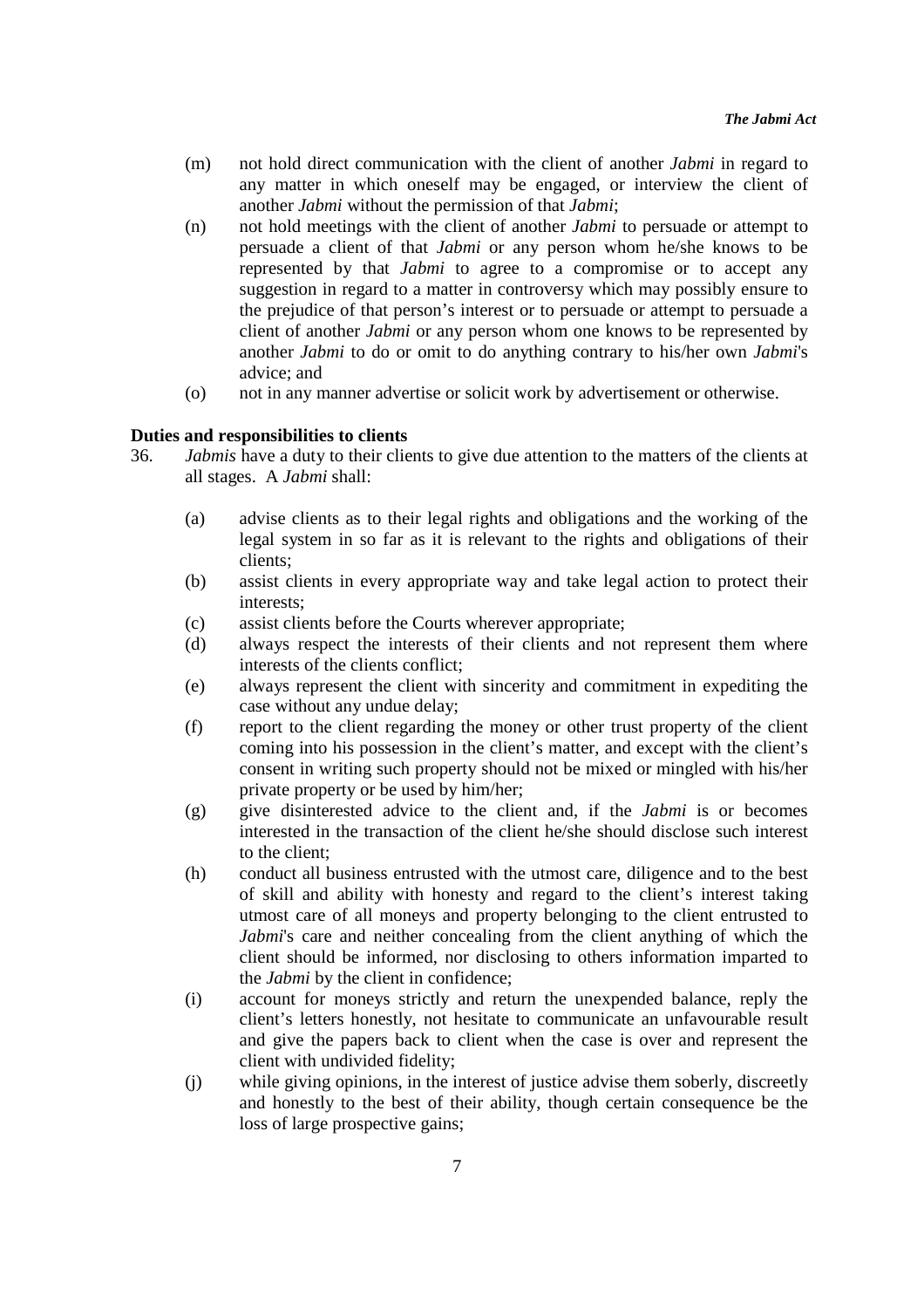(m) not hold direct communication with the client of another *Jabmi* in regard to any matter in which oneself may be engaged, or interview the client of another *Jabmi* without the permission of that *Jabmi*;

(n) not hold meetings with the client of another *Jabmi* to persuade or attempt to persuade a client of that *Jabmi* or any person whom he/she knows to be represented by that *Jabmi* to agree to a compromise or to accept any suggestion in regard to a matter in controversy which may possibly ensure to the prejudice of that person's interest or to persuade or attempt to persuade a client of another *Jabmi* or any person whom one knows to be represented by another *Jabmi* to do or omit to do anything contrary to his/her own *Jabmi*'s advice; and

(o) not in any manner advertise or solicit work by advertisement or otherwise.

**Duties and responsibilities to clients**

36. *Jabmis* have a duty to their clients to give due attention to the matters of the clients at all stages. A *Jabmi* shall:

(a) advise clients as to their legal rights and obligations and the working of the legal system in so far as it is relevant to the rights and obligations of their clients;

(b) assist clients in every appropriate way and take legal action to protect their interests;

(c) assist clients before the Courts wherever appropriate;

(d) always respect the interests of their clients and not represent them where interests of the clients conflict;

(e) always represent the client with sincerity and commitment in expediting the case without any undue delay;

(f) report to the client regarding the money or other trust property of the client coming into his possession in the client's matter, and except with the client's consent in writing such property should not be mixed or mingled with his/her private property or be used by him/her;

(g) give disinterested advice to the client and, if the *Jabmi* is or becomes interested in the transaction of the client he/she should disclose such interest to the client;

(h) conduct all business entrusted with the utmost care, diligence and to the best of skill and ability with honesty and regard to the client's interest taking utmost care of all moneys and property belonging to the client entrusted to *Jabmi*'s care and neither concealing from the client anything of which the client should be informed, nor disclosing to others information imparted to the *Jabmi* by the client in confidence;

(i) account for moneys strictly and return the unexpended balance, reply the client's letters honestly, not hesitate to communicate an unfavourable result and give the papers back to client when the case is over and represent the client with undivided fidelity;

(j) while giving opinions, in the interest of justice advise them soberly, discreetly and honestly to the best of their ability, though certain consequence be the loss of large prospective gains;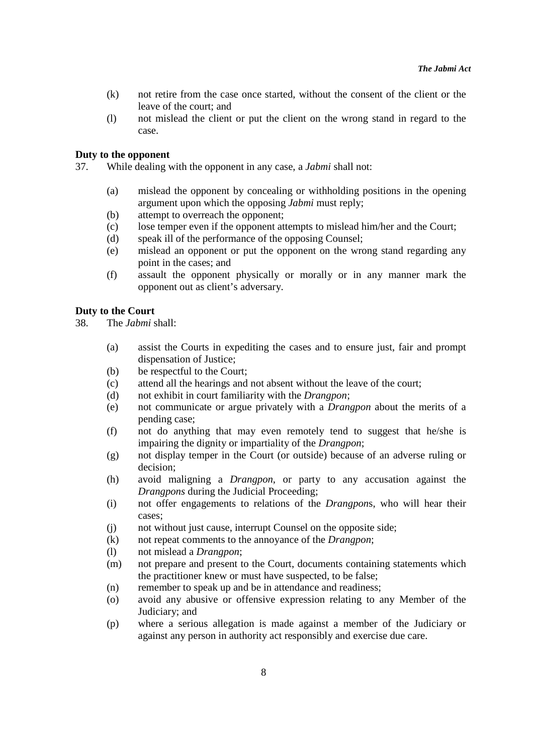(k) not retire from the case once started, without the consent of the client or the leave of the court; and

(l) not mislead the client or put the client on the wrong stand in regard to the case.

**Duty to the opponent**

37. While dealing with the opponent in any case, a *Jabmi* shall not:

(a) mislead the opponent by concealing or withholding positions in the opening argument upon which the opposing *Jabmi* must reply;

(b) attempt to overreach the opponent;

(c) lose temper even if the opponent attempts to mislead him/her and the Court;

(d) speak ill of the performance of the opposing Counsel;

(e) mislead an opponent or put the opponent on the wrong stand regarding any point in the cases; and

(f) assault the opponent physically or morally or in any manner mark the opponent out as client's adversary.

**Duty to the Court**

38. The *Jabmi* shall:

(a) assist the Courts in expediting the cases and to ensure just, fair and prompt dispensation of Justice;

(b) be respectful to the Court;

(c) attend all the hearings and not absent without the leave of the court;

(d) not exhibit in court familiarity with the *Drangpon*;

(e) not communicate or argue privately with a *Drangpon* about the merits of a pending case;

(f) not do anything that may even remotely tend to suggest that he/she is impairing the dignity or impartiality of the *Drangpon*;

(g) not display temper in the Court (or outside) because of an adverse ruling or decision;

(h) avoid maligning a *Drangpon*, or party to any accusation against the *Drangpons* during the Judicial Proceeding;

(i) not offer engagements to relations of the *Drangpon*s, who will hear their cases;

(j) not without just cause, interrupt Counsel on the opposite side;

(k) not repeat comments to the annoyance of the *Drangpon*;

(l) not mislead a *Drangpon*;

(m) not prepare and present to the Court, documents containing statements which the practitioner knew or must have suspected, to be false;

(n) remember to speak up and be in attendance and readiness;

(o) avoid any abusive or offensive expression relating to any Member of the Judiciary; and

(p) where a serious allegation is made against a member of the Judiciary or against any person in authority act responsibly and exercise due care.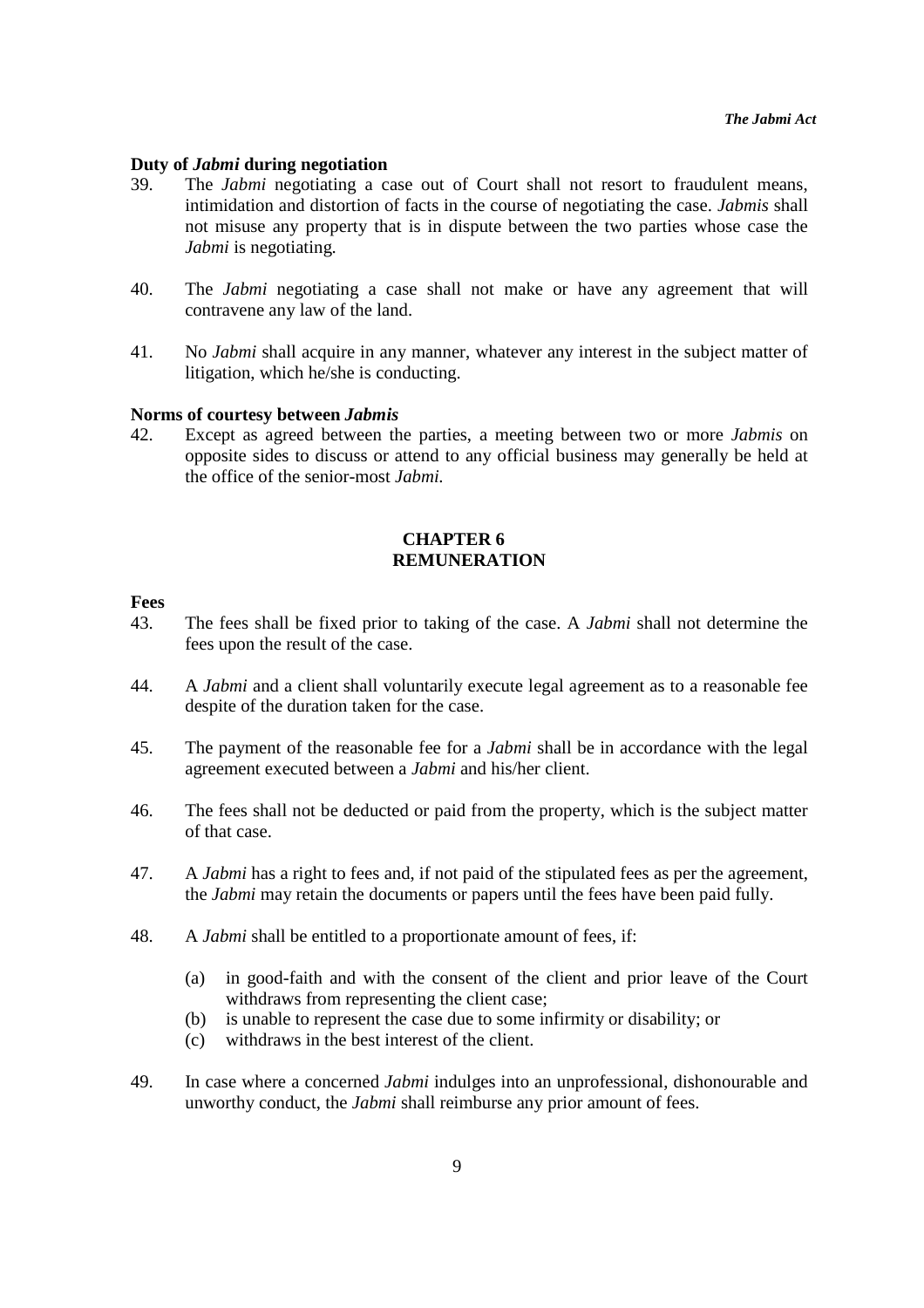**Duty of *Jabmi* during negotiation**

39. The *Jabmi* negotiating a case out of Court shall not resort to fraudulent means, intimidation and distortion of facts in the course of negotiating the case. *Jabmis* shall not misuse any property that is in dispute between the two parties whose case the *Jabmi* is negotiating.

40. The *Jabmi* negotiating a case shall not make or have any agreement that will contravene any law of the land.

41. No *Jabmi* shall acquire in any manner, whatever any interest in the subject matter of litigation, which he/she is conducting.

**Norms of courtesy between *Jabmis***

42. Except as agreed between the parties, a meeting between two or more *Jabmis* on opposite sides to discuss or attend to any official business may generally be held at the office of the senior-most *Jabmi.*

## CHAPTER 6
## REMUNERATION

**Fees**

43. The fees shall be fixed prior to taking of the case. A *Jabmi* shall not determine the fees upon the result of the case.

44. A *Jabmi* and a client shall voluntarily execute legal agreement as to a reasonable fee despite of the duration taken for the case.

45. The payment of the reasonable fee for a *Jabmi* shall be in accordance with the legal agreement executed between a *Jabmi* and his/her client.

46. The fees shall not be deducted or paid from the property, which is the subject matter of that case.

47. A *Jabmi* has a right to fees and, if not paid of the stipulated fees as per the agreement, the *Jabmi* may retain the documents or papers until the fees have been paid fully.

48. A *Jabmi* shall be entitled to a proportionate amount of fees, if:

    (a) in good-faith and with the consent of the client and prior leave of the Court withdraws from representing the client case;
    (b) is unable to represent the case due to some infirmity or disability; or
    (c) withdraws in the best interest of the client.

49. In case where a concerned *Jabmi* indulges into an unprofessional, dishonourable and unworthy conduct, the *Jabmi* shall reimburse any prior amount of fees.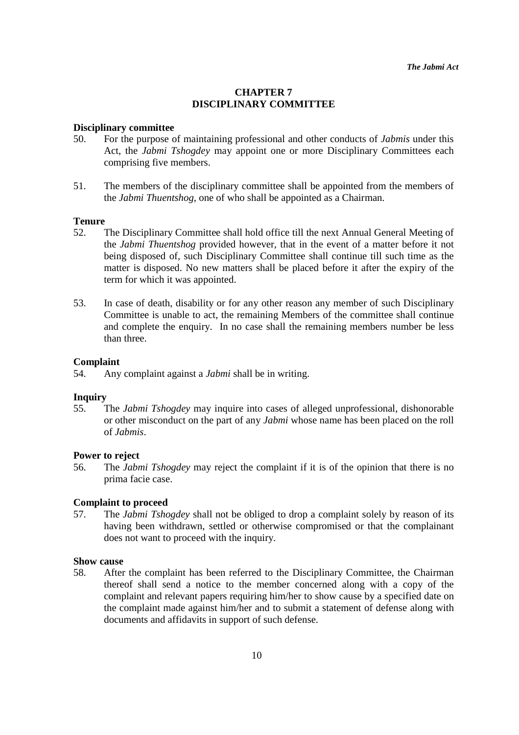## CHAPTER 7
## DISCIPLINARY COMMITTEE

**Disciplinary committee**

50. For the purpose of maintaining professional and other conducts of *Jabmis* under this Act, the *Jabmi Tshogdey* may appoint one or more Disciplinary Committees each comprising five members.

51. The members of the disciplinary committee shall be appointed from the members of the *Jabmi Thuentshog*, one of who shall be appointed as a Chairman.

**Tenure**

52. The Disciplinary Committee shall hold office till the next Annual General Meeting of the *Jabmi Thuentshog* provided however, that in the event of a matter before it not being disposed of, such Disciplinary Committee shall continue till such time as the matter is disposed. No new matters shall be placed before it after the expiry of the term for which it was appointed.

53. In case of death, disability or for any other reason any member of such Disciplinary Committee is unable to act, the remaining Members of the committee shall continue and complete the enquiry. In no case shall the remaining members number be less than three.

**Complaint**

54. Any complaint against a *Jabmi* shall be in writing.

**Inquiry**

55. The *Jabmi Tshogdey* may inquire into cases of alleged unprofessional, dishonorable or other misconduct on the part of any *Jabmi* whose name has been placed on the roll of *Jabmis*.

**Power to reject**

56. The *Jabmi Tshogdey* may reject the complaint if it is of the opinion that there is no prima facie case.

**Complaint to proceed**

57. The *Jabmi Tshogdey* shall not be obliged to drop a complaint solely by reason of its having been withdrawn, settled or otherwise compromised or that the complainant does not want to proceed with the inquiry.

**Show cause**

58. After the complaint has been referred to the Disciplinary Committee, the Chairman thereof shall send a notice to the member concerned along with a copy of the complaint and relevant papers requiring him/her to show cause by a specified date on the complaint made against him/her and to submit a statement of defense along with documents and affidavits in support of such defense.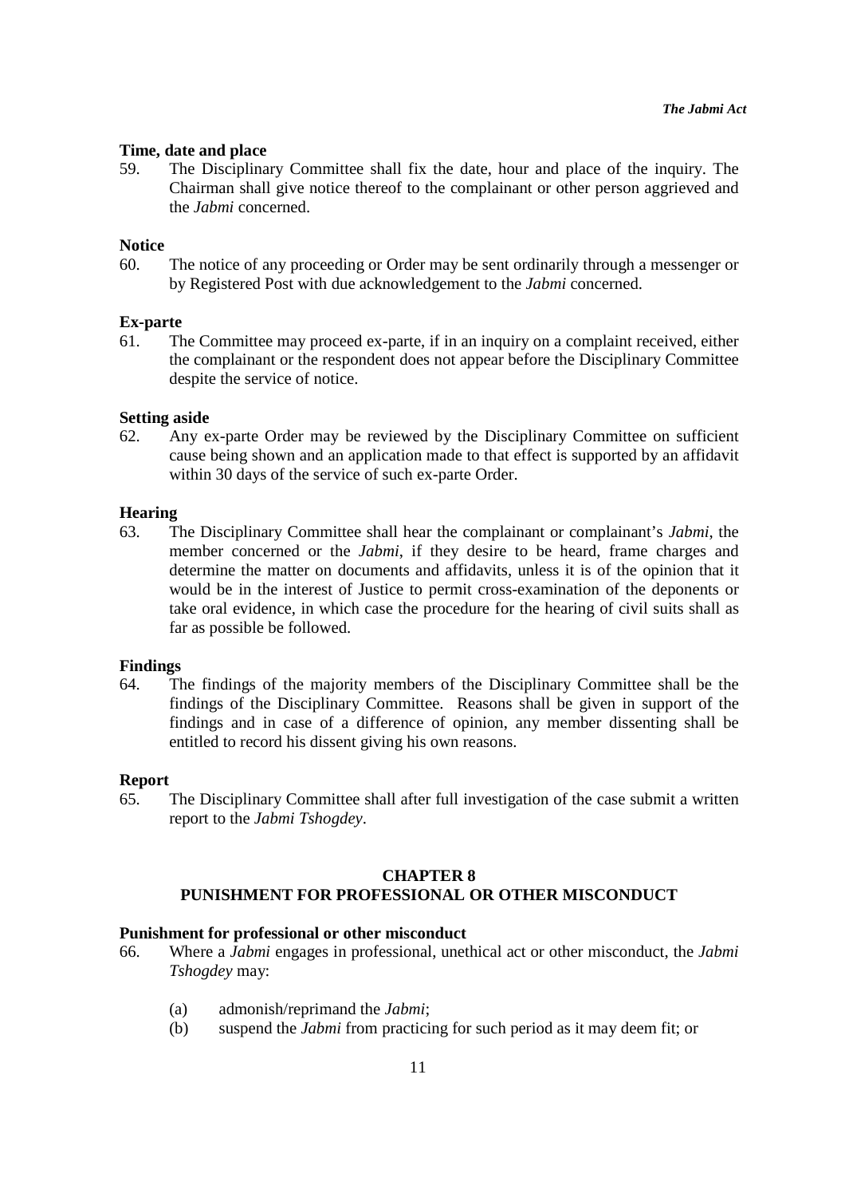**Time, date and place**

59. The Disciplinary Committee shall fix the date, hour and place of the inquiry. The Chairman shall give notice thereof to the complainant or other person aggrieved and the *Jabmi* concerned.

**Notice**

60. The notice of any proceeding or Order may be sent ordinarily through a messenger or by Registered Post with due acknowledgement to the *Jabmi* concerned.

**Ex-parte**

61. The Committee may proceed ex-parte, if in an inquiry on a complaint received, either the complainant or the respondent does not appear before the Disciplinary Committee despite the service of notice.

**Setting aside**

62. Any ex-parte Order may be reviewed by the Disciplinary Committee on sufficient cause being shown and an application made to that effect is supported by an affidavit within 30 days of the service of such ex-parte Order.

**Hearing**

63. The Disciplinary Committee shall hear the complainant or complainant's *Jabmi*, the member concerned or the *Jabmi*, if they desire to be heard, frame charges and determine the matter on documents and affidavits, unless it is of the opinion that it would be in the interest of Justice to permit cross-examination of the deponents or take oral evidence, in which case the procedure for the hearing of civil suits shall as far as possible be followed.

**Findings**

64. The findings of the majority members of the Disciplinary Committee shall be the findings of the Disciplinary Committee. Reasons shall be given in support of the findings and in case of a difference of opinion, any member dissenting shall be entitled to record his dissent giving his own reasons.

**Report**

65. The Disciplinary Committee shall after full investigation of the case submit a written report to the *Jabmi Tshogdey*.

## CHAPTER 8
## PUNISHMENT FOR PROFESSIONAL OR OTHER MISCONDUCT

**Punishment for professional or other misconduct**

66. Where a *Jabmi* engages in professional, unethical act or other misconduct, the *Jabmi Tshogdey* may:

    (a) admonish/reprimand the *Jabmi*;
    (b) suspend the *Jabmi* from practicing for such period as it may deem fit; or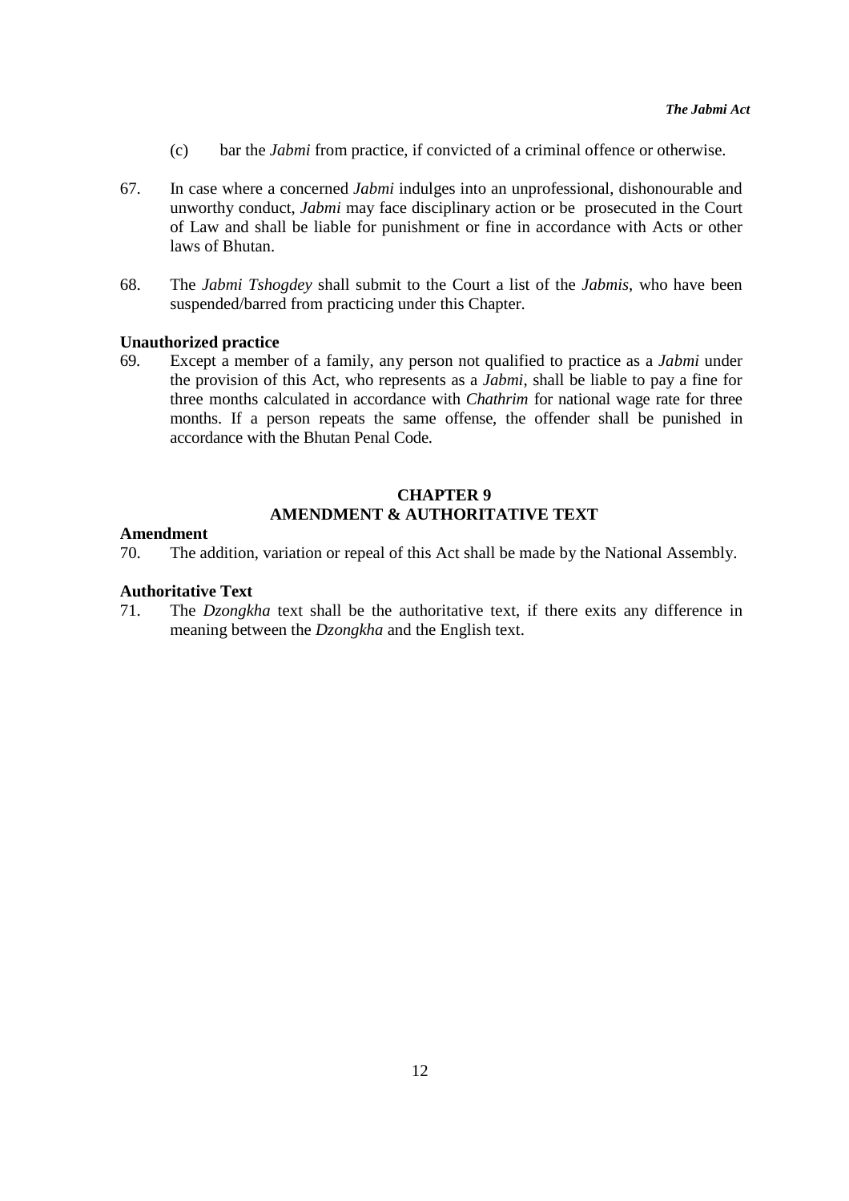(c) bar the *Jabmi* from practice, if convicted of a criminal offence or otherwise.

67. In case where a concerned *Jabmi* indulges into an unprofessional, dishonourable and unworthy conduct, *Jabmi* may face disciplinary action or be prosecuted in the Court of Law and shall be liable for punishment or fine in accordance with Acts or other laws of Bhutan.

68. The *Jabmi Tshogdey* shall submit to the Court a list of the *Jabmis*, who have been suspended/barred from practicing under this Chapter.

**Unauthorized practice**

69. Except a member of a family, any person not qualified to practice as a *Jabmi* under the provision of this Act, who represents as a *Jabmi*, shall be liable to pay a fine for three months calculated in accordance with *Chathrim* for national wage rate for three months. If a person repeats the same offense, the offender shall be punished in accordance with the Bhutan Penal Code.

## CHAPTER 9
## AMENDMENT & AUTHORITATIVE TEXT

**Amendment**

70. The addition, variation or repeal of this Act shall be made by the National Assembly.

**Authoritative Text**

71. The *Dzongkha* text shall be the authoritative text, if there exits any difference in meaning between the *Dzongkha* and the English text.